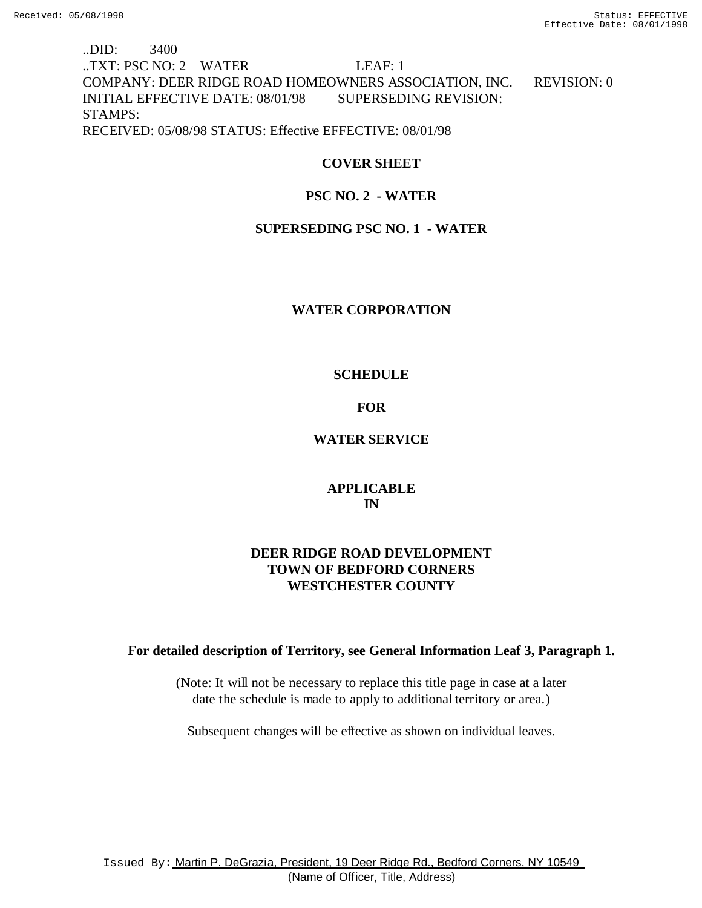..DID: 3400
..TXT: PSC NO: 2 WATER LEAF: 1
COMPANY: DEER RIDGE ROAD HOMEOWNERS ASSOCIATION, INC. REVISION: 0
INITIAL EFFECTIVE DATE: 08/01/98 SUPERSEDING REVISION:
STAMPS:
RECEIVED: 05/08/98 STATUS: Effective EFFECTIVE: 08/01/98

**COVER SHEET**

**PSC NO. 2 - WATER**

**SUPERSEDING PSC NO. 1 - WATER**

**WATER CORPORATION**

**SCHEDULE**

**FOR**

**WATER SERVICE**

**APPLICABLE**
**IN**

**DEER RIDGE ROAD DEVELOPMENT**
**TOWN OF BEDFORD CORNERS**
**WESTCHESTER COUNTY**

**For detailed description of Territory, see General Information Leaf 3, Paragraph 1.**

(Note: It will not be necessary to replace this title page in case at a later date the schedule is made to apply to additional territory or area.)

Subsequent changes will be effective as shown on individual leaves.

Issued By: Martin P. DeGrazia, President, 19 Deer Ridge Rd., Bedford Corners, NY 10549
(Name of Officer, Title, Address)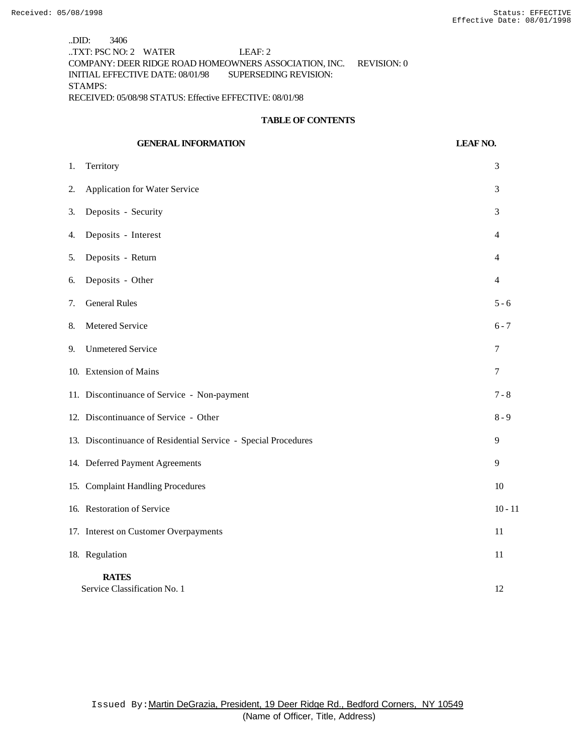..DID: 3406
..TXT: PSC NO: 2 WATER LEAF: 2
COMPANY: DEER RIDGE ROAD HOMEOWNERS ASSOCIATION, INC. REVISION: 0
INITIAL EFFECTIVE DATE: 08/01/98 SUPERSEDING REVISION:
STAMPS:
RECEIVED: 05/08/98 STATUS: Effective EFFECTIVE: 08/01/98

## TABLE OF CONTENTS

| GENERAL INFORMATION | LEAF NO. |
|---|---|
| 1. Territory | 3 |
| 2. Application for Water Service | 3 |
| 3. Deposits - Security | 3 |
| 4. Deposits - Interest | 4 |
| 5. Deposits - Return | 4 |
| 6. Deposits - Other | 4 |
| 7. General Rules | 5 - 6 |
| 8. Metered Service | 6 - 7 |
| 9. Unmetered Service | 7 |
| 10. Extension of Mains | 7 |
| 11. Discontinuance of Service - Non-payment | 7 - 8 |
| 12. Discontinuance of Service - Other | 8 - 9 |
| 13. Discontinuance of Residential Service - Special Procedures | 9 |
| 14. Deferred Payment Agreements | 9 |
| 15. Complaint Handling Procedures | 10 |
| 16. Restoration of Service | 10 - 11 |
| 17. Interest on Customer Overpayments | 11 |
| 18. Regulation | 11 |
| **RATES** | |
| Service Classification No. 1 | 12 |

Issued By: Martin DeGrazia, President, 19 Deer Ridge Rd., Bedford Corners, NY 10549
(Name of Officer, Title, Address)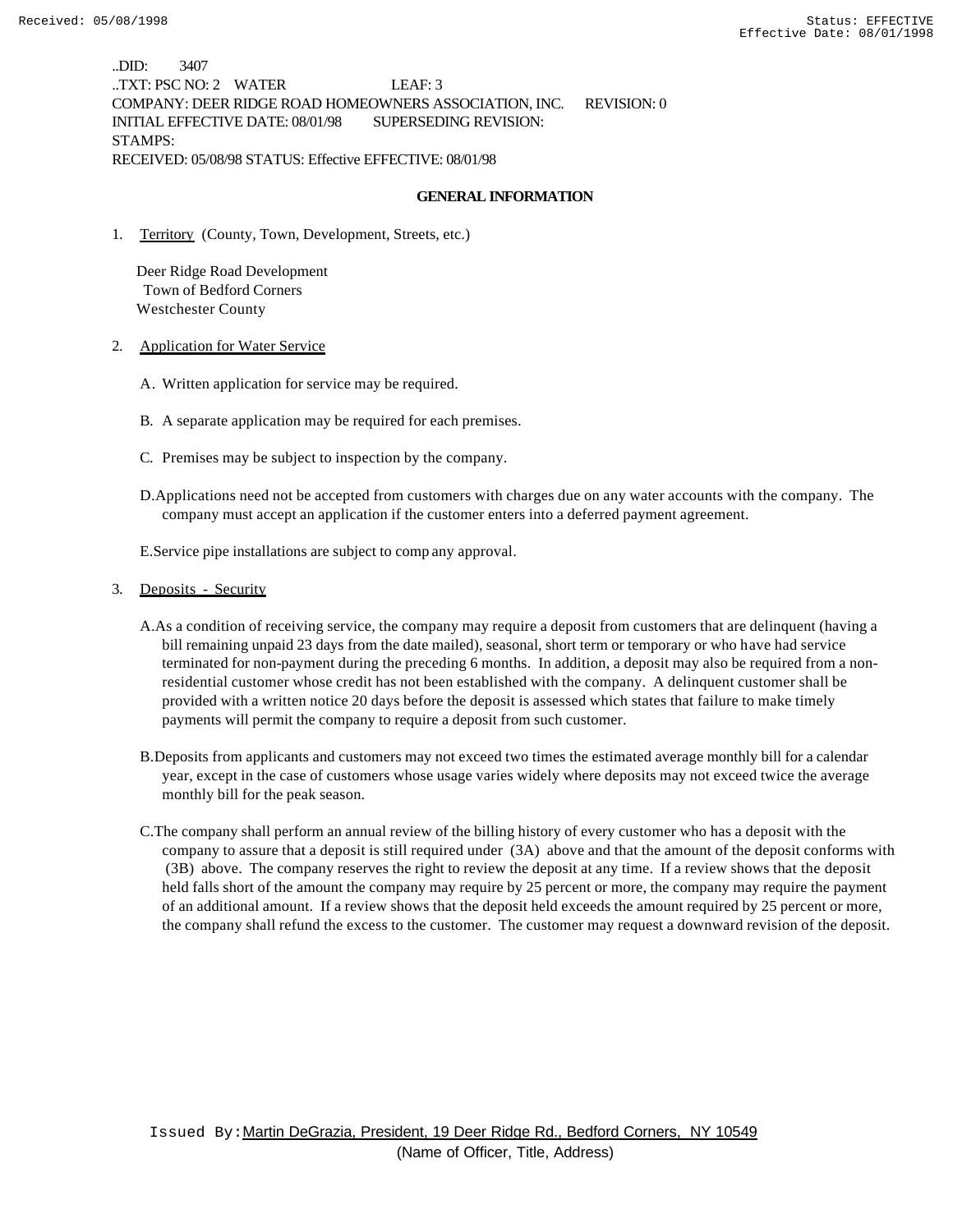..DID: 3407
..TXT: PSC NO: 2 WATER LEAF: 3
COMPANY: DEER RIDGE ROAD HOMEOWNERS ASSOCIATION, INC. REVISION: 0
INITIAL EFFECTIVE DATE: 08/01/98 SUPERSEDING REVISION:
STAMPS:
RECEIVED: 05/08/98 STATUS: Effective EFFECTIVE: 08/01/98

## GENERAL INFORMATION

1. Territory (County, Town, Development, Streets, etc.)

   Deer Ridge Road Development
   Town of Bedford Corners
   Westchester County

2. Application for Water Service

   A. Written application for service may be required.

   B. A separate application may be required for each premises.

   C. Premises may be subject to inspection by the company.

   D. Applications need not be accepted from customers with charges due on any water accounts with the company. The company must accept an application if the customer enters into a deferred payment agreement.

   E. Service pipe installations are subject to company approval.

3. Deposits - Security

   A. As a condition of receiving service, the company may require a deposit from customers that are delinquent (having a bill remaining unpaid 23 days from the date mailed), seasonal, short term or temporary or who have had service terminated for non-payment during the preceding 6 months. In addition, a deposit may also be required from a non-residential customer whose credit has not been established with the company. A delinquent customer shall be provided with a written notice 20 days before the deposit is assessed which states that failure to make timely payments will permit the company to require a deposit from such customer.

   B. Deposits from applicants and customers may not exceed two times the estimated average monthly bill for a calendar year, except in the case of customers whose usage varies widely where deposits may not exceed twice the average monthly bill for the peak season.

   C. The company shall perform an annual review of the billing history of every customer who has a deposit with the company to assure that a deposit is still required under (3A) above and that the amount of the deposit conforms with (3B) above. The company reserves the right to review the deposit at any time. If a review shows that the deposit held falls short of the amount the company may require by 25 percent or more, the company may require the payment of an additional amount. If a review shows that the deposit held exceeds the amount required by 25 percent or more, the company shall refund the excess to the customer. The customer may request a downward revision of the deposit.

Issued By: Martin DeGrazia, President, 19 Deer Ridge Rd., Bedford Corners, NY 10549
(Name of Officer, Title, Address)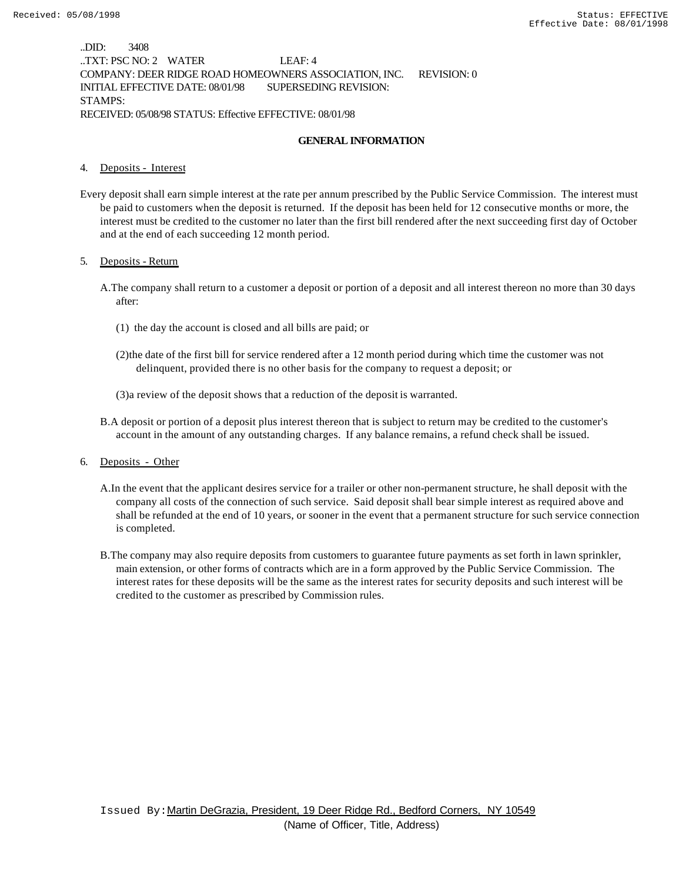..DID: 3408
..TXT: PSC NO: 2 WATER LEAF: 4
COMPANY: DEER RIDGE ROAD HOMEOWNERS ASSOCIATION, INC. REVISION: 0
INITIAL EFFECTIVE DATE: 08/01/98 SUPERSEDING REVISION:
STAMPS:
RECEIVED: 05/08/98 STATUS: Effective EFFECTIVE: 08/01/98

**GENERAL INFORMATION**

4. Deposits - Interest

Every deposit shall earn simple interest at the rate per annum prescribed by the Public Service Commission. The interest must be paid to customers when the deposit is returned. If the deposit has been held for 12 consecutive months or more, the interest must be credited to the customer no later than the first bill rendered after the next succeeding first day of October and at the end of each succeeding 12 month period.

5. Deposits - Return

A. The company shall return to a customer a deposit or portion of a deposit and all interest thereon no more than 30 days after:

(1) the day the account is closed and all bills are paid; or

(2) the date of the first bill for service rendered after a 12 month period during which time the customer was not delinquent, provided there is no other basis for the company to request a deposit; or

(3) a review of the deposit shows that a reduction of the deposit is warranted.

B. A deposit or portion of a deposit plus interest thereon that is subject to return may be credited to the customer's account in the amount of any outstanding charges. If any balance remains, a refund check shall be issued.

6. Deposits - Other

A. In the event that the applicant desires service for a trailer or other non-permanent structure, he shall deposit with the company all costs of the connection of such service. Said deposit shall bear simple interest as required above and shall be refunded at the end of 10 years, or sooner in the event that a permanent structure for such service connection is completed.

B. The company may also require deposits from customers to guarantee future payments as set forth in lawn sprinkler, main extension, or other forms of contracts which are in a form approved by the Public Service Commission. The interest rates for these deposits will be the same as the interest rates for security deposits and such interest will be credited to the customer as prescribed by Commission rules.

Issued By: Martin DeGrazia, President, 19 Deer Ridge Rd., Bedford Corners, NY 10549
(Name of Officer, Title, Address)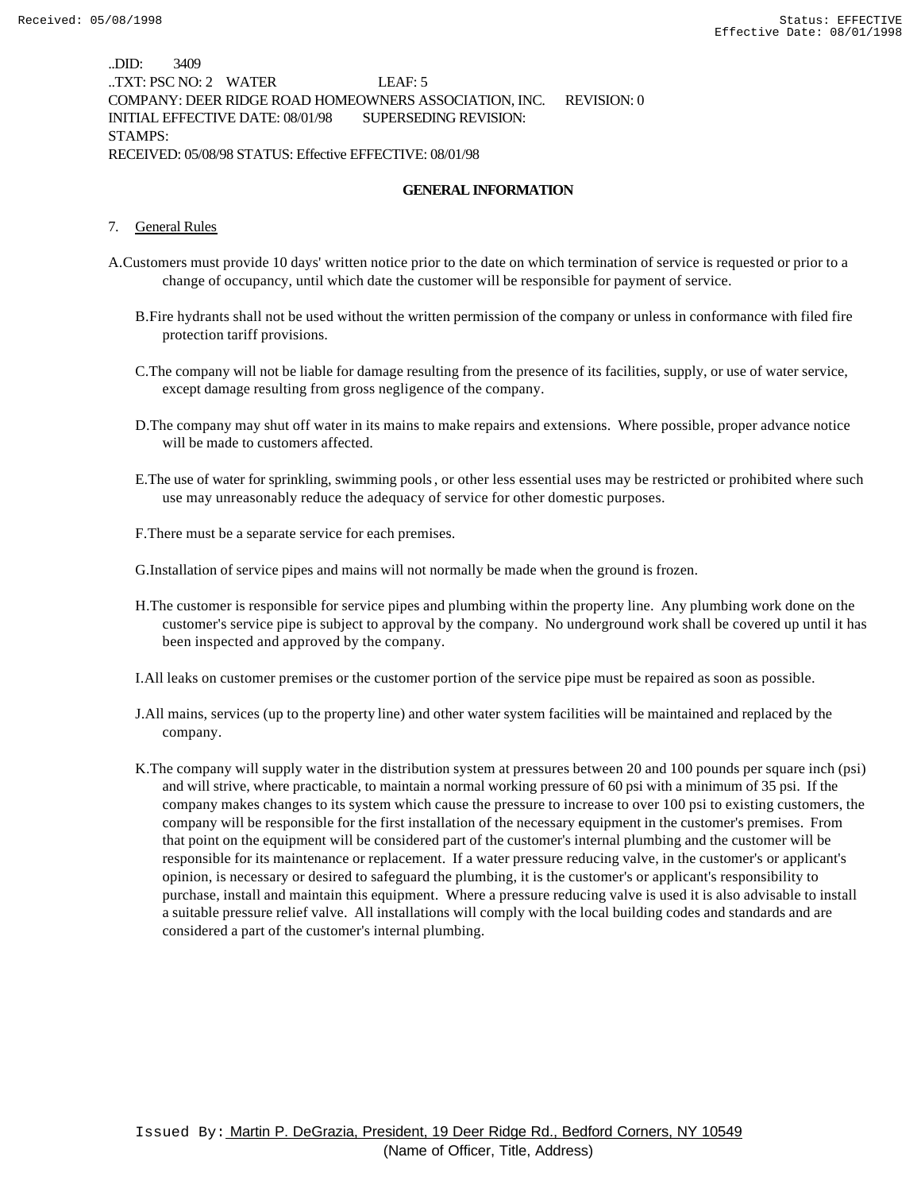..DID: 3409
..TXT: PSC NO: 2 WATER LEAF: 5
COMPANY: DEER RIDGE ROAD HOMEOWNERS ASSOCIATION, INC. REVISION: 0
INITIAL EFFECTIVE DATE: 08/01/98 SUPERSEDING REVISION:
STAMPS:
RECEIVED: 05/08/98 STATUS: Effective EFFECTIVE: 08/01/98

**GENERAL INFORMATION**

7. General Rules

A. Customers must provide 10 days' written notice prior to the date on which termination of service is requested or prior to a change of occupancy, until which date the customer will be responsible for payment of service.

B. Fire hydrants shall not be used without the written permission of the company or unless in conformance with filed fire protection tariff provisions.

C. The company will not be liable for damage resulting from the presence of its facilities, supply, or use of water service, except damage resulting from gross negligence of the company.

D. The company may shut off water in its mains to make repairs and extensions. Where possible, proper advance notice will be made to customers affected.

E. The use of water for sprinkling, swimming pools, or other less essential uses may be restricted or prohibited where such use may unreasonably reduce the adequacy of service for other domestic purposes.

F. There must be a separate service for each premises.

G. Installation of service pipes and mains will not normally be made when the ground is frozen.

H. The customer is responsible for service pipes and plumbing within the property line. Any plumbing work done on the customer's service pipe is subject to approval by the company. No underground work shall be covered up until it has been inspected and approved by the company.

I. All leaks on customer premises or the customer portion of the service pipe must be repaired as soon as possible.

J. All mains, services (up to the property line) and other water system facilities will be maintained and replaced by the company.

K. The company will supply water in the distribution system at pressures between 20 and 100 pounds per square inch (psi) and will strive, where practicable, to maintain a normal working pressure of 60 psi with a minimum of 35 psi. If the company makes changes to its system which cause the pressure to increase to over 100 psi to existing customers, the company will be responsible for the first installation of the necessary equipment in the customer's premises. From that point on the equipment will be considered part of the customer's internal plumbing and the customer will be responsible for its maintenance or replacement. If a water pressure reducing valve, in the customer's or applicant's opinion, is necessary or desired to safeguard the plumbing, it is the customer's or applicant's responsibility to purchase, install and maintain this equipment. Where a pressure reducing valve is used it is also advisable to install a suitable pressure relief valve. All installations will comply with the local building codes and standards and are considered a part of the customer's internal plumbing.

Issued By: Martin P. DeGrazia, President, 19 Deer Ridge Rd., Bedford Corners, NY 10549
(Name of Officer, Title, Address)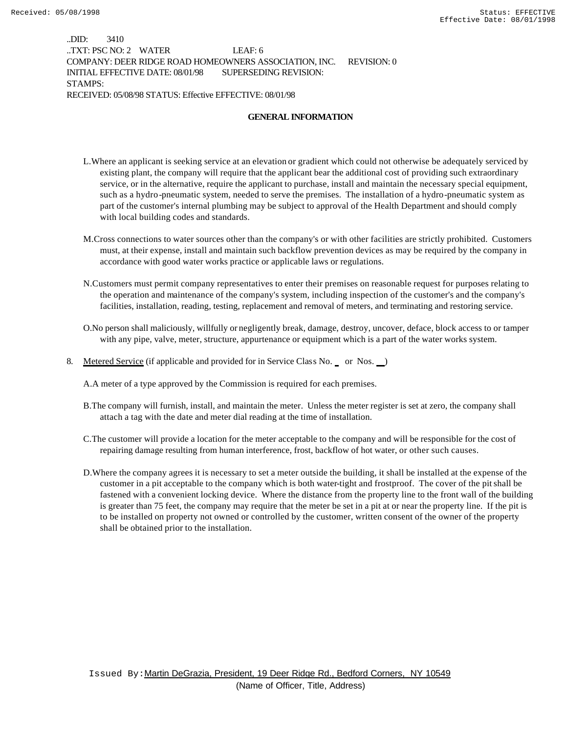..DID: 3410
..TXT: PSC NO: 2 WATER LEAF: 6
COMPANY: DEER RIDGE ROAD HOMEOWNERS ASSOCIATION, INC. REVISION: 0
INITIAL EFFECTIVE DATE: 08/01/98 SUPERSEDING REVISION:
STAMPS:
RECEIVED: 05/08/98 STATUS: Effective EFFECTIVE: 08/01/98

**GENERAL INFORMATION**

L. Where an applicant is seeking service at an elevation or gradient which could not otherwise be adequately serviced by existing plant, the company will require that the applicant bear the additional cost of providing such extraordinary service, or in the alternative, require the applicant to purchase, install and maintain the necessary special equipment, such as a hydro-pneumatic system, needed to serve the premises. The installation of a hydro-pneumatic system as part of the customer's internal plumbing may be subject to approval of the Health Department and should comply with local building codes and standards.

M. Cross connections to water sources other than the company's or with other facilities are strictly prohibited. Customers must, at their expense, install and maintain such backflow prevention devices as may be required by the company in accordance with good water works practice or applicable laws or regulations.

N. Customers must permit company representatives to enter their premises on reasonable request for purposes relating to the operation and maintenance of the company's system, including inspection of the customer's and the company's facilities, installation, reading, testing, replacement and removal of meters, and terminating and restoring service.

O. No person shall maliciously, willfully or negligently break, damage, destroy, uncover, deface, block access to or tamper with any pipe, valve, meter, structure, appurtenance or equipment which is a part of the water works system.

8. Metered Service (if applicable and provided for in Service Class No. _ or Nos. __)

A. A meter of a type approved by the Commission is required for each premises.

B. The company will furnish, install, and maintain the meter. Unless the meter register is set at zero, the company shall attach a tag with the date and meter dial reading at the time of installation.

C. The customer will provide a location for the meter acceptable to the company and will be responsible for the cost of repairing damage resulting from human interference, frost, backflow of hot water, or other such causes.

D. Where the company agrees it is necessary to set a meter outside the building, it shall be installed at the expense of the customer in a pit acceptable to the company which is both water-tight and frostproof. The cover of the pit shall be fastened with a convenient locking device. Where the distance from the property line to the front wall of the building is greater than 75 feet, the company may require that the meter be set in a pit at or near the property line. If the pit is to be installed on property not owned or controlled by the customer, written consent of the owner of the property shall be obtained prior to the installation.

Issued By: Martin DeGrazia, President, 19 Deer Ridge Rd., Bedford Corners, NY 10549
(Name of Officer, Title, Address)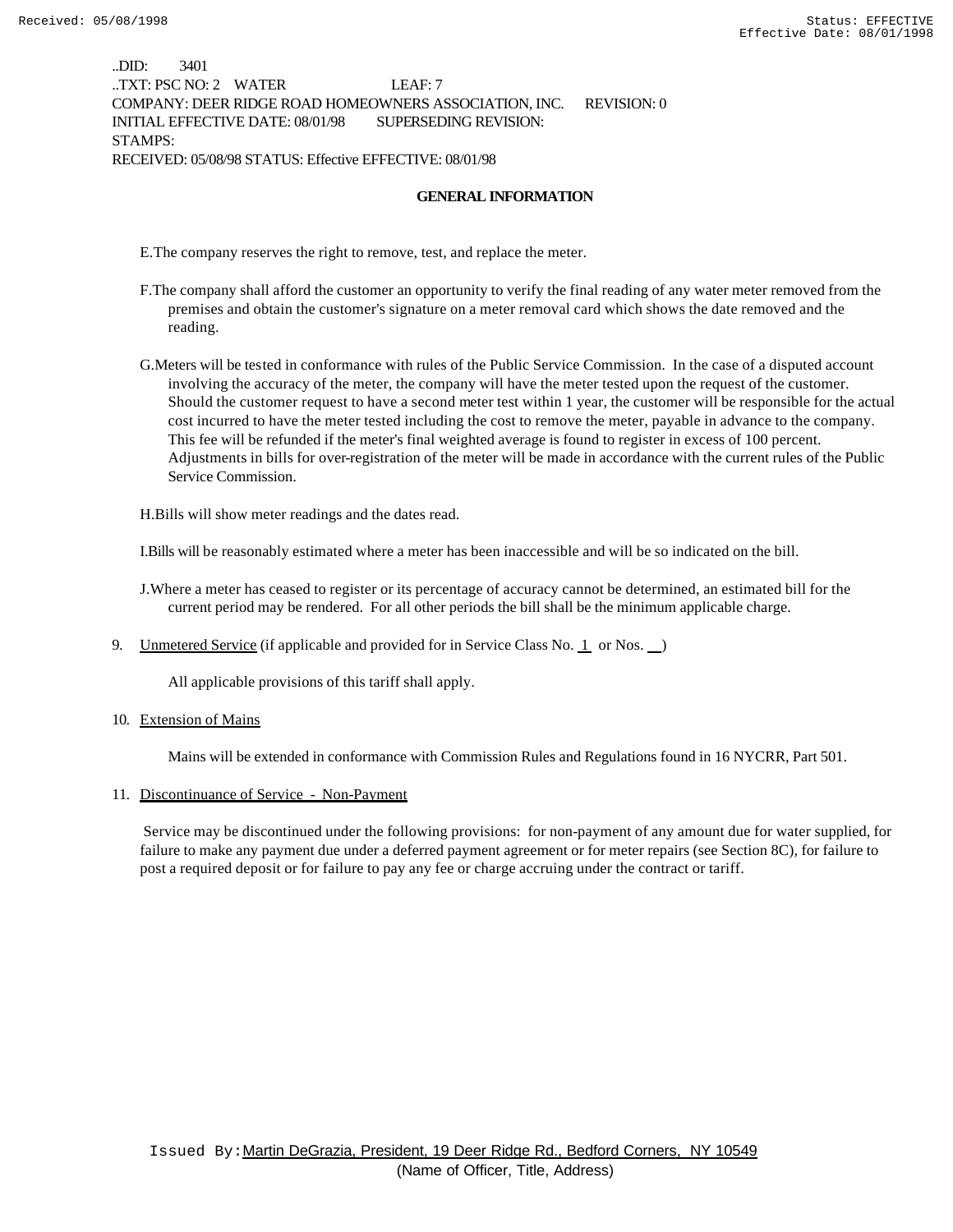..DID: 3401
..TXT: PSC NO: 2 WATER LEAF: 7
COMPANY: DEER RIDGE ROAD HOMEOWNERS ASSOCIATION, INC. REVISION: 0
INITIAL EFFECTIVE DATE: 08/01/98 SUPERSEDING REVISION:
STAMPS:
RECEIVED: 05/08/98 STATUS: Effective EFFECTIVE: 08/01/98

## GENERAL INFORMATION

E. The company reserves the right to remove, test, and replace the meter.

F. The company shall afford the customer an opportunity to verify the final reading of any water meter removed from the premises and obtain the customer's signature on a meter removal card which shows the date removed and the reading.

G. Meters will be tested in conformance with rules of the Public Service Commission. In the case of a disputed account involving the accuracy of the meter, the company will have the meter tested upon the request of the customer. Should the customer request to have a second meter test within 1 year, the customer will be responsible for the actual cost incurred to have the meter tested including the cost to remove the meter, payable in advance to the company. This fee will be refunded if the meter's final weighted average is found to register in excess of 100 percent. Adjustments in bills for over-registration of the meter will be made in accordance with the current rules of the Public Service Commission.

H. Bills will show meter readings and the dates read.

I. Bills will be reasonably estimated where a meter has been inaccessible and will be so indicated on the bill.

J. Where a meter has ceased to register or its percentage of accuracy cannot be determined, an estimated bill for the current period may be rendered. For all other periods the bill shall be the minimum applicable charge.

9. Unmetered Service (if applicable and provided for in Service Class No. 1 or Nos. __)

   All applicable provisions of this tariff shall apply.

10. Extension of Mains

    Mains will be extended in conformance with Commission Rules and Regulations found in 16 NYCRR, Part 501.

11. Discontinuance of Service - Non-Payment

    Service may be discontinued under the following provisions: for non-payment of any amount due for water supplied, for failure to make any payment due under a deferred payment agreement or for meter repairs (see Section 8C), for failure to post a required deposit or for failure to pay any fee or charge accruing under the contract or tariff.

Issued By: Martin DeGrazia, President, 19 Deer Ridge Rd., Bedford Corners, NY 10549
(Name of Officer, Title, Address)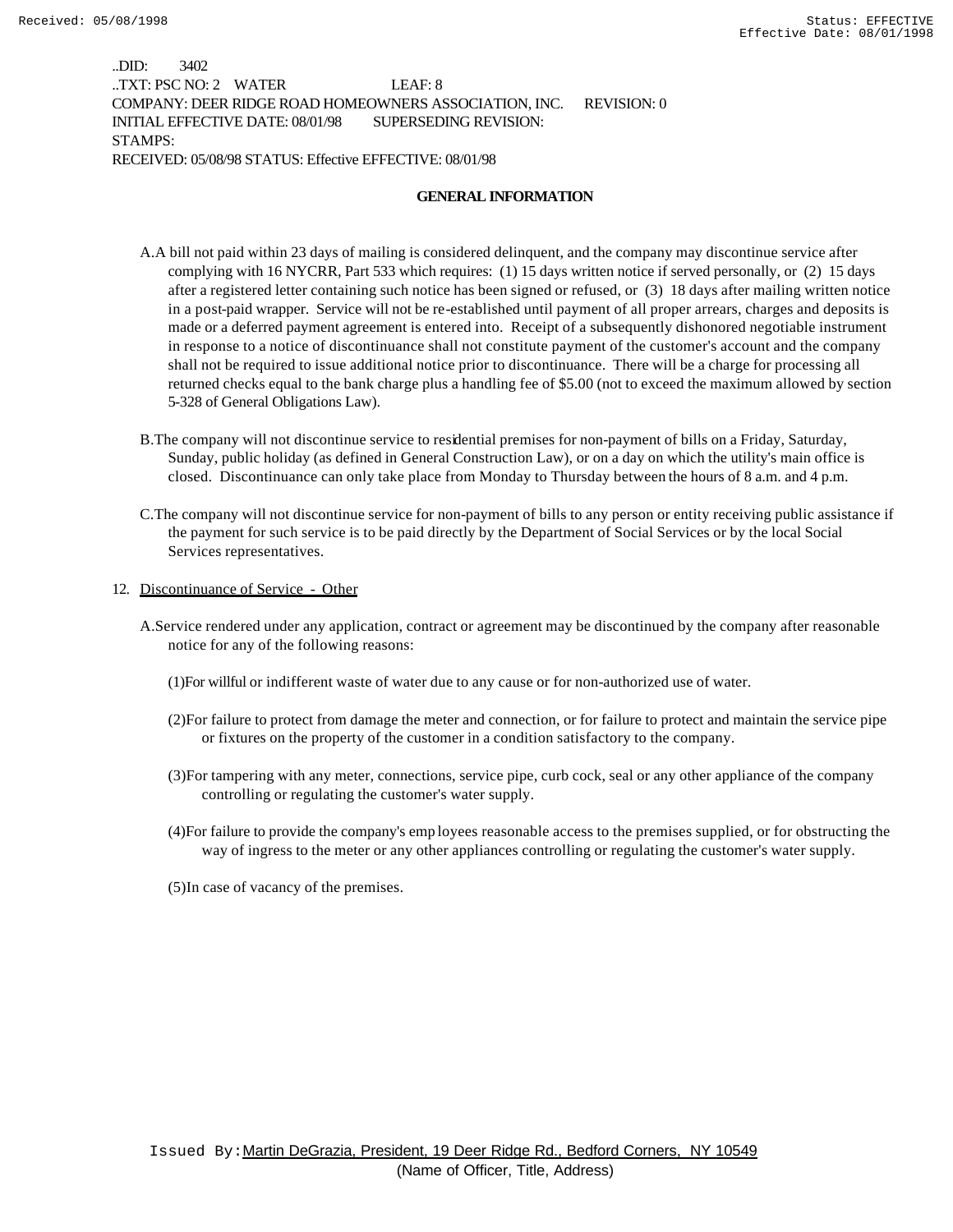..DID: 3402
..TXT: PSC NO: 2 WATER LEAF: 8
COMPANY: DEER RIDGE ROAD HOMEOWNERS ASSOCIATION, INC. REVISION: 0
INITIAL EFFECTIVE DATE: 08/01/98 SUPERSEDING REVISION:
STAMPS:
RECEIVED: 05/08/98 STATUS: Effective EFFECTIVE: 08/01/98

**GENERAL INFORMATION**

A. A bill not paid within 23 days of mailing is considered delinquent, and the company may discontinue service after complying with 16 NYCRR, Part 533 which requires: (1) 15 days written notice if served personally, or (2) 15 days after a registered letter containing such notice has been signed or refused, or (3) 18 days after mailing written notice in a post-paid wrapper. Service will not be re-established until payment of all proper arrears, charges and deposits is made or a deferred payment agreement is entered into. Receipt of a subsequently dishonored negotiable instrument in response to a notice of discontinuance shall not constitute payment of the customer's account and the company shall not be required to issue additional notice prior to discontinuance. There will be a charge for processing all returned checks equal to the bank charge plus a handling fee of $5.00 (not to exceed the maximum allowed by section 5-328 of General Obligations Law).

B. The company will not discontinue service to residential premises for non-payment of bills on a Friday, Saturday, Sunday, public holiday (as defined in General Construction Law), or on a day on which the utility's main office is closed. Discontinuance can only take place from Monday to Thursday between the hours of 8 a.m. and 4 p.m.

C. The company will not discontinue service for non-payment of bills to any person or entity receiving public assistance if the payment for such service is to be paid directly by the Department of Social Services or by the local Social Services representatives.

12. Discontinuance of Service - Other

A. Service rendered under any application, contract or agreement may be discontinued by the company after reasonable notice for any of the following reasons:

(1) For willful or indifferent waste of water due to any cause or for non-authorized use of water.

(2) For failure to protect from damage the meter and connection, or for failure to protect and maintain the service pipe or fixtures on the property of the customer in a condition satisfactory to the company.

(3) For tampering with any meter, connections, service pipe, curb cock, seal or any other appliance of the company controlling or regulating the customer's water supply.

(4) For failure to provide the company's employees reasonable access to the premises supplied, or for obstructing the way of ingress to the meter or any other appliances controlling or regulating the customer's water supply.

(5) In case of vacancy of the premises.

Issued By: Martin DeGrazia, President, 19 Deer Ridge Rd., Bedford Corners, NY 10549
(Name of Officer, Title, Address)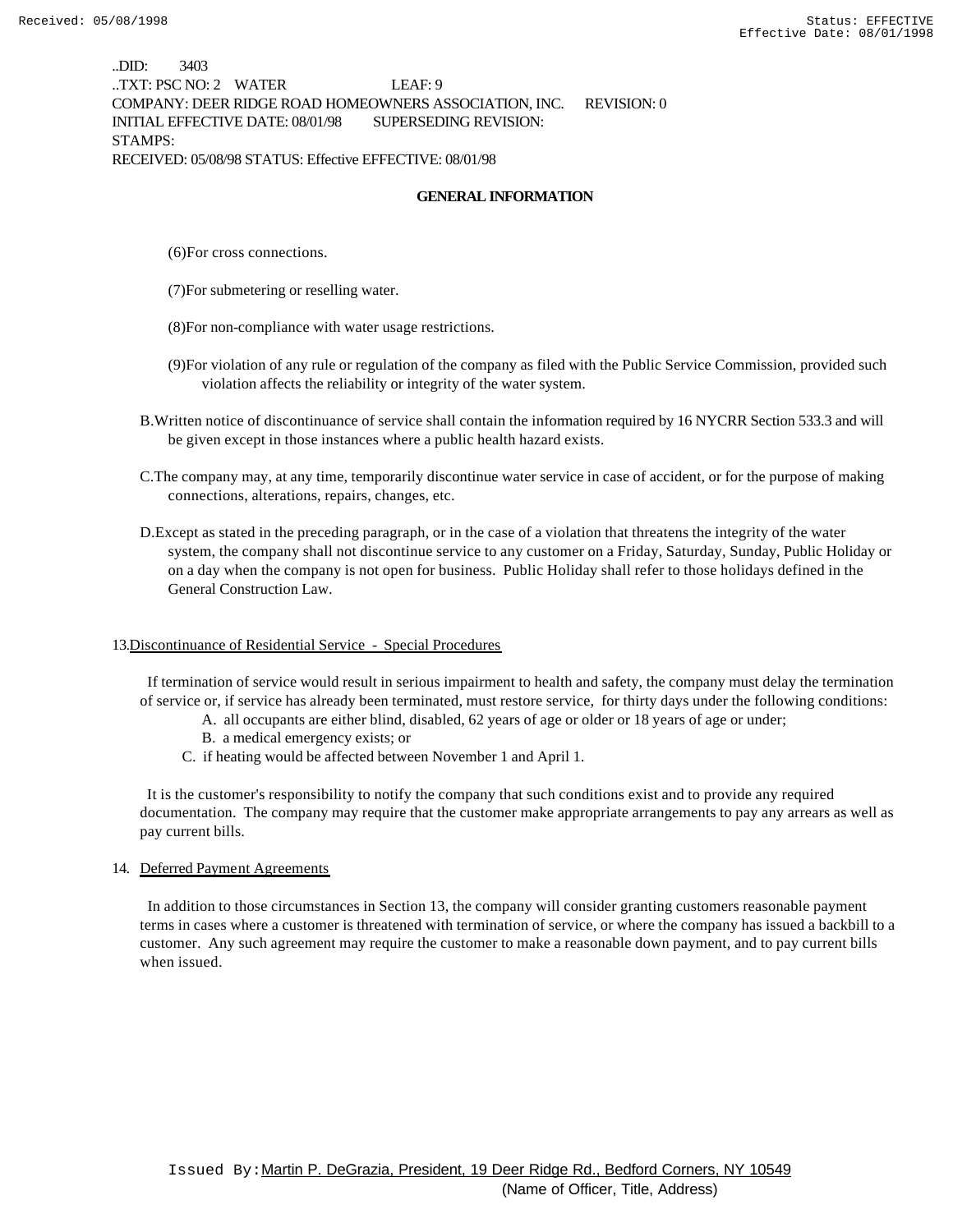..DID: 3403
..TXT: PSC NO: 2 WATER LEAF: 9
COMPANY: DEER RIDGE ROAD HOMEOWNERS ASSOCIATION, INC. REVISION: 0
INITIAL EFFECTIVE DATE: 08/01/98 SUPERSEDING REVISION:
STAMPS:
RECEIVED: 05/08/98 STATUS: Effective EFFECTIVE: 08/01/98

**GENERAL INFORMATION**

(6)For cross connections.

(7)For submetering or reselling water.

(8)For non-compliance with water usage restrictions.

(9)For violation of any rule or regulation of the company as filed with the Public Service Commission, provided such violation affects the reliability or integrity of the water system.

B.Written notice of discontinuance of service shall contain the information required by 16 NYCRR Section 533.3 and will be given except in those instances where a public health hazard exists.

C.The company may, at any time, temporarily discontinue water service in case of accident, or for the purpose of making connections, alterations, repairs, changes, etc.

D.Except as stated in the preceding paragraph, or in the case of a violation that threatens the integrity of the water system, the company shall not discontinue service to any customer on a Friday, Saturday, Sunday, Public Holiday or on a day when the company is not open for business. Public Holiday shall refer to those holidays defined in the General Construction Law.

13.Discontinuance of Residential Service - Special Procedures

If termination of service would result in serious impairment to health and safety, the company must delay the termination of service or, if service has already been terminated, must restore service, for thirty days under the following conditions:

A. all occupants are either blind, disabled, 62 years of age or older or 18 years of age or under;
B. a medical emergency exists; or
C. if heating would be affected between November 1 and April 1.

It is the customer's responsibility to notify the company that such conditions exist and to provide any required documentation. The company may require that the customer make appropriate arrangements to pay any arrears as well as pay current bills.

14. Deferred Payment Agreements

In addition to those circumstances in Section 13, the company will consider granting customers reasonable payment terms in cases where a customer is threatened with termination of service, or where the company has issued a backbill to a customer. Any such agreement may require the customer to make a reasonable down payment, and to pay current bills when issued.

Issued By: Martin P. DeGrazia, President, 19 Deer Ridge Rd., Bedford Corners, NY 10549
(Name of Officer, Title, Address)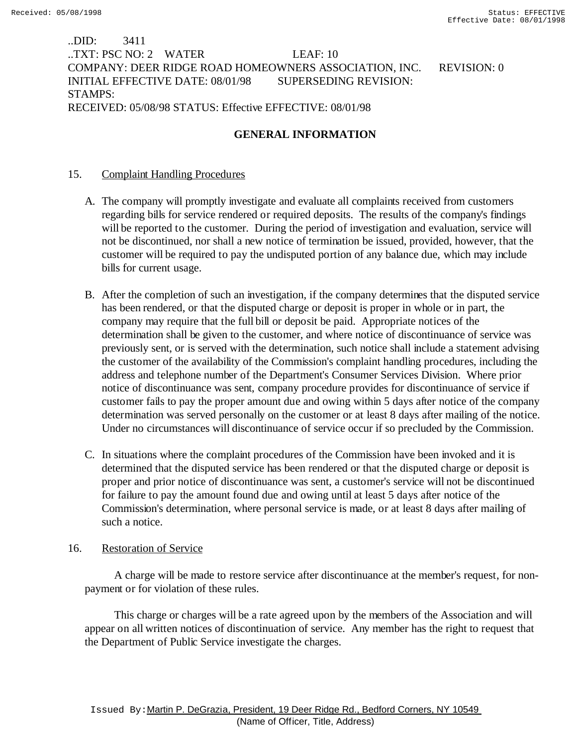..DID: 3411
..TXT: PSC NO: 2 WATER LEAF: 10
COMPANY: DEER RIDGE ROAD HOMEOWNERS ASSOCIATION, INC. REVISION: 0
INITIAL EFFECTIVE DATE: 08/01/98 SUPERSEDING REVISION:
STAMPS:
RECEIVED: 05/08/98 STATUS: Effective EFFECTIVE: 08/01/98

## GENERAL INFORMATION

15. Complaint Handling Procedures

A. The company will promptly investigate and evaluate all complaints received from customers regarding bills for service rendered or required deposits. The results of the company's findings will be reported to the customer. During the period of investigation and evaluation, service will not be discontinued, nor shall a new notice of termination be issued, provided, however, that the customer will be required to pay the undisputed portion of any balance due, which may include bills for current usage.

B. After the completion of such an investigation, if the company determines that the disputed service has been rendered, or that the disputed charge or deposit is proper in whole or in part, the company may require that the full bill or deposit be paid. Appropriate notices of the determination shall be given to the customer, and where notice of discontinuance of service was previously sent, or is served with the determination, such notice shall include a statement advising the customer of the availability of the Commission's complaint handling procedures, including the address and telephone number of the Department's Consumer Services Division. Where prior notice of discontinuance was sent, company procedure provides for discontinuance of service if customer fails to pay the proper amount due and owing within 5 days after notice of the company determination was served personally on the customer or at least 8 days after mailing of the notice. Under no circumstances will discontinuance of service occur if so precluded by the Commission.

C. In situations where the complaint procedures of the Commission have been invoked and it is determined that the disputed service has been rendered or that the disputed charge or deposit is proper and prior notice of discontinuance was sent, a customer's service will not be discontinued for failure to pay the amount found due and owing until at least 5 days after notice of the Commission's determination, where personal service is made, or at least 8 days after mailing of such a notice.

16. Restoration of Service

A charge will be made to restore service after discontinuance at the member's request, for non-payment or for violation of these rules.

This charge or charges will be a rate agreed upon by the members of the Association and will appear on all written notices of discontinuation of service. Any member has the right to request that the Department of Public Service investigate the charges.

Issued By: Martin P. DeGrazia, President, 19 Deer Ridge Rd., Bedford Corners, NY 10549
(Name of Officer, Title, Address)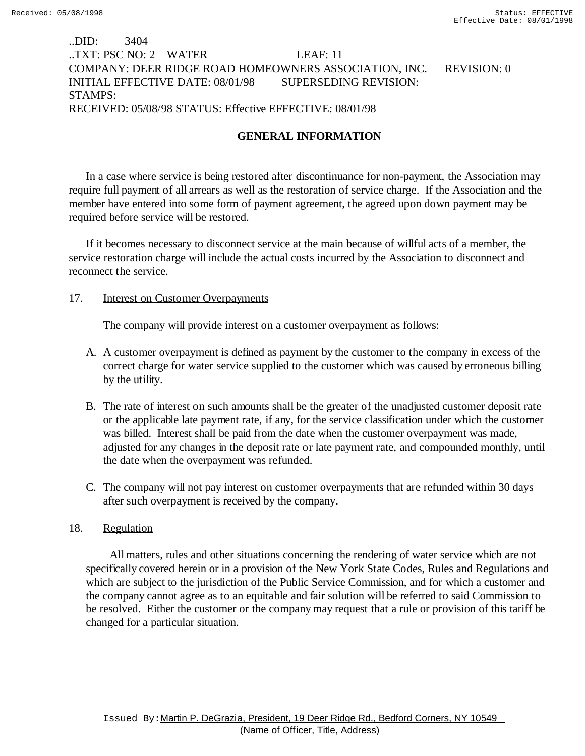..DID: 3404
..TXT: PSC NO: 2 WATER LEAF: 11
COMPANY: DEER RIDGE ROAD HOMEOWNERS ASSOCIATION, INC. REVISION: 0
INITIAL EFFECTIVE DATE: 08/01/98 SUPERSEDING REVISION:
STAMPS:
RECEIVED: 05/08/98 STATUS: Effective EFFECTIVE: 08/01/98

## GENERAL INFORMATION

In a case where service is being restored after discontinuance for non-payment, the Association may require full payment of all arrears as well as the restoration of service charge. If the Association and the member have entered into some form of payment agreement, the agreed upon down payment may be required before service will be restored.

If it becomes necessary to disconnect service at the main because of willful acts of a member, the service restoration charge will include the actual costs incurred by the Association to disconnect and reconnect the service.

17. Interest on Customer Overpayments

The company will provide interest on a customer overpayment as follows:

A. A customer overpayment is defined as payment by the customer to the company in excess of the correct charge for water service supplied to the customer which was caused by erroneous billing by the utility.

B. The rate of interest on such amounts shall be the greater of the unadjusted customer deposit rate or the applicable late payment rate, if any, for the service classification under which the customer was billed. Interest shall be paid from the date when the customer overpayment was made, adjusted for any changes in the deposit rate or late payment rate, and compounded monthly, until the date when the overpayment was refunded.

C. The company will not pay interest on customer overpayments that are refunded within 30 days after such overpayment is received by the company.

18. Regulation

All matters, rules and other situations concerning the rendering of water service which are not specifically covered herein or in a provision of the New York State Codes, Rules and Regulations and which are subject to the jurisdiction of the Public Service Commission, and for which a customer and the company cannot agree as to an equitable and fair solution will be referred to said Commission to be resolved. Either the customer or the company may request that a rule or provision of this tariff be changed for a particular situation.

Issued By: Martin P. DeGrazia, President, 19 Deer Ridge Rd., Bedford Corners, NY 10549
(Name of Officer, Title, Address)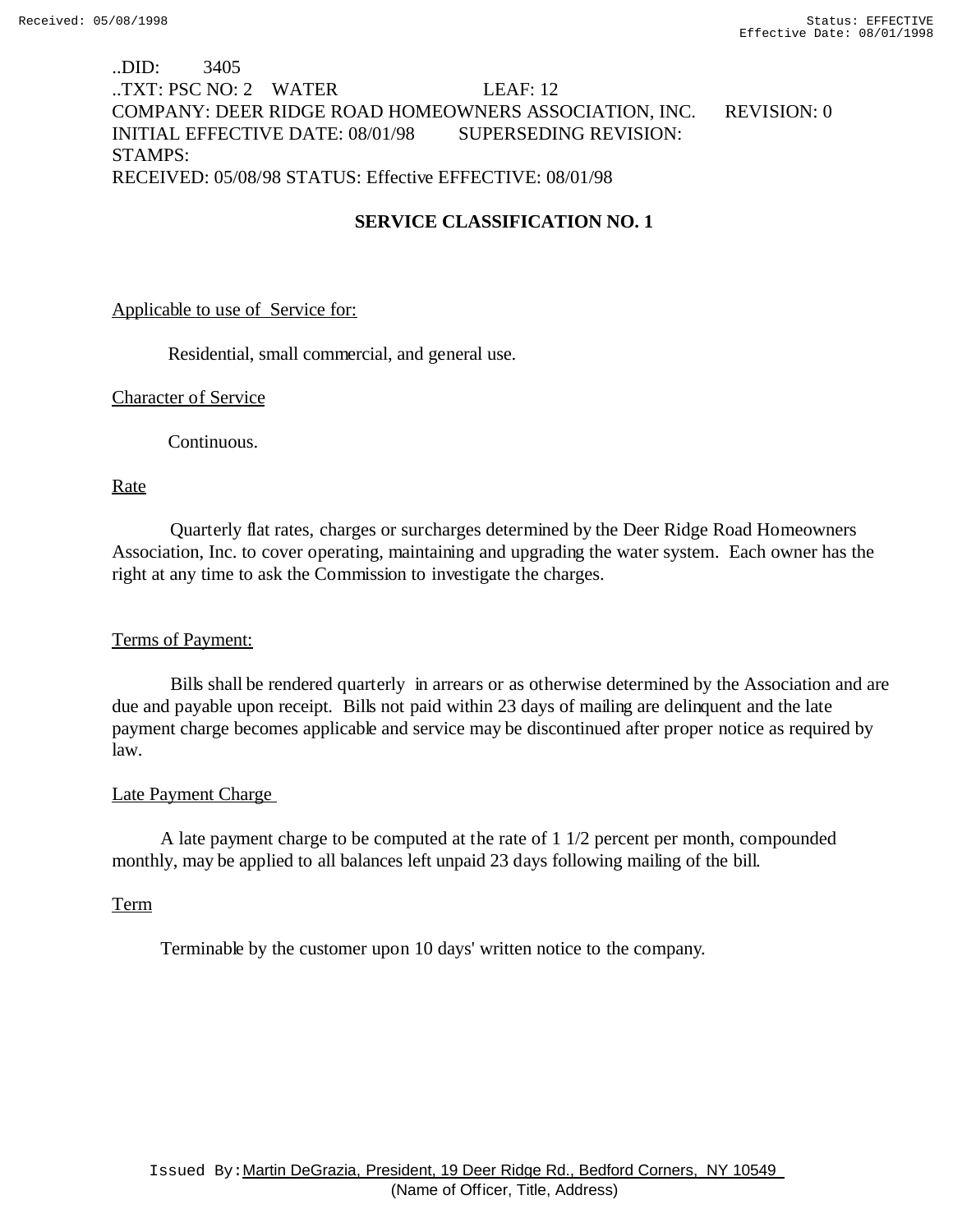..DID: 3405
..TXT: PSC NO: 2 WATER LEAF: 12
COMPANY: DEER RIDGE ROAD HOMEOWNERS ASSOCIATION, INC. REVISION: 0
INITIAL EFFECTIVE DATE: 08/01/98 SUPERSEDING REVISION:
STAMPS:
RECEIVED: 05/08/98 STATUS: Effective EFFECTIVE: 08/01/98

## SERVICE CLASSIFICATION NO. 1

Applicable to use of Service for:

Residential, small commercial, and general use.

Character of Service

Continuous.

Rate

Quarterly flat rates, charges or surcharges determined by the Deer Ridge Road Homeowners Association, Inc. to cover operating, maintaining and upgrading the water system. Each owner has the right at any time to ask the Commission to investigate the charges.

Terms of Payment:

Bills shall be rendered quarterly in arrears or as otherwise determined by the Association and are due and payable upon receipt. Bills not paid within 23 days of mailing are delinquent and the late payment charge becomes applicable and service may be discontinued after proper notice as required by law.

Late Payment Charge

A late payment charge to be computed at the rate of 1 1/2 percent per month, compounded monthly, may be applied to all balances left unpaid 23 days following mailing of the bill.

Term

Terminable by the customer upon 10 days' written notice to the company.

Issued By: Martin DeGrazia, President, 19 Deer Ridge Rd., Bedford Corners, NY 10549
(Name of Officer, Title, Address)